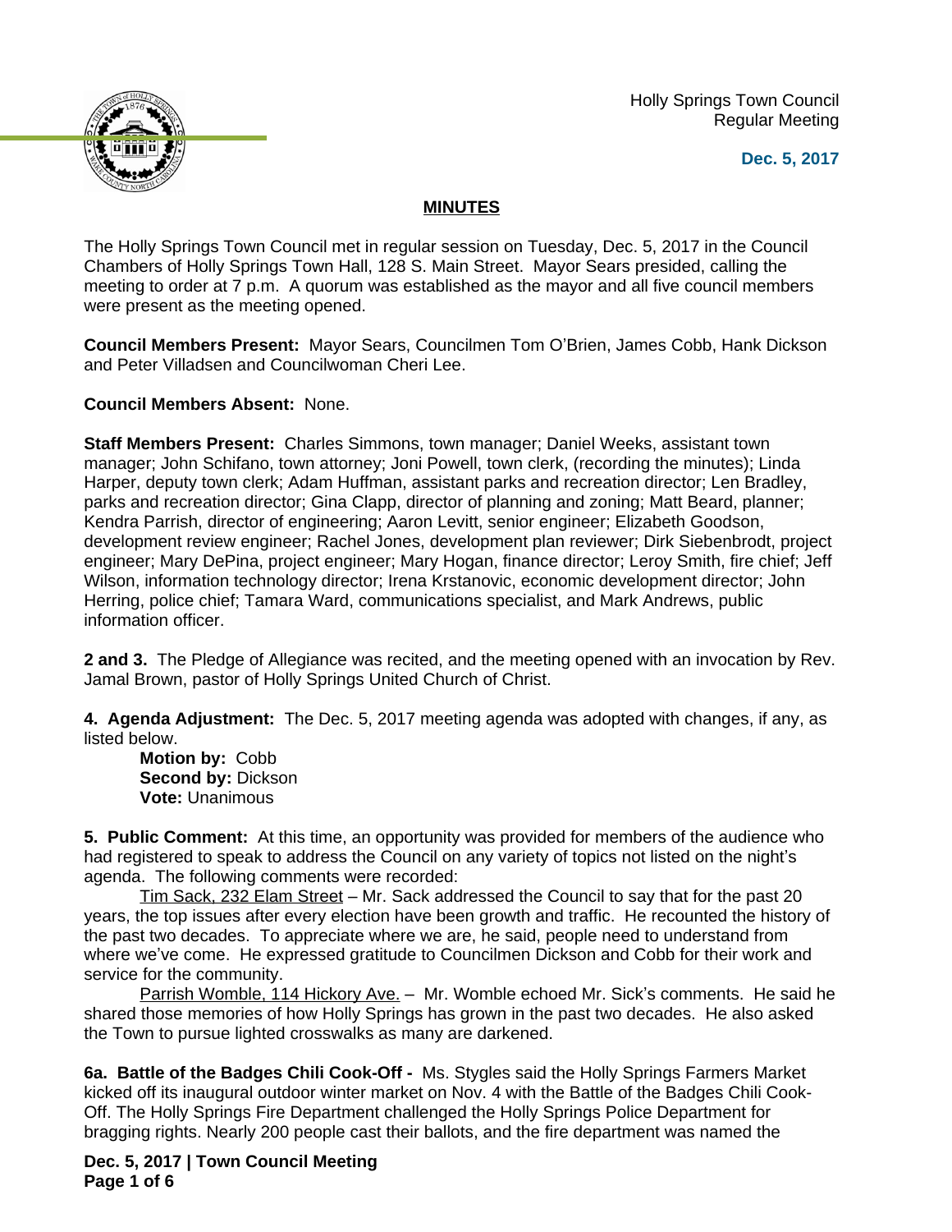Holly Springs Town Council
Regular Meeting

**Dec. 5, 2017**

## MINUTES

The Holly Springs Town Council met in regular session on Tuesday, Dec. 5, 2017 in the Council Chambers of Holly Springs Town Hall, 128 S. Main Street. Mayor Sears presided, calling the meeting to order at 7 p.m. A quorum was established as the mayor and all five council members were present as the meeting opened.

**Council Members Present:** Mayor Sears, Councilmen Tom O'Brien, James Cobb, Hank Dickson and Peter Villadsen and Councilwoman Cheri Lee.

**Council Members Absent:** None.

**Staff Members Present:** Charles Simmons, town manager; Daniel Weeks, assistant town manager; John Schifano, town attorney; Joni Powell, town clerk, (recording the minutes); Linda Harper, deputy town clerk; Adam Huffman, assistant parks and recreation director; Len Bradley, parks and recreation director; Gina Clapp, director of planning and zoning; Matt Beard, planner; Kendra Parrish, director of engineering; Aaron Levitt, senior engineer; Elizabeth Goodson, development review engineer; Rachel Jones, development plan reviewer; Dirk Siebenbrodt, project engineer; Mary DePina, project engineer; Mary Hogan, finance director; Leroy Smith, fire chief; Jeff Wilson, information technology director; Irena Krstanovic, economic development director; John Herring, police chief; Tamara Ward, communications specialist, and Mark Andrews, public information officer.

**2 and 3.** The Pledge of Allegiance was recited, and the meeting opened with an invocation by Rev. Jamal Brown, pastor of Holly Springs United Church of Christ.

**4. Agenda Adjustment:** The Dec. 5, 2017 meeting agenda was adopted with changes, if any, as listed below.

> **Motion by:** Cobb
> **Second by:** Dickson
> **Vote:** Unanimous

**5. Public Comment:** At this time, an opportunity was provided for members of the audience who had registered to speak to address the Council on any variety of topics not listed on the night's agenda. The following comments were recorded:

Tim Sack, 232 Elam Street – Mr. Sack addressed the Council to say that for the past 20 years, the top issues after every election have been growth and traffic. He recounted the history of the past two decades. To appreciate where we are, he said, people need to understand from where we've come. He expressed gratitude to Councilmen Dickson and Cobb for their work and service for the community.

Parrish Womble, 114 Hickory Ave. – Mr. Womble echoed Mr. Sick's comments. He said he shared those memories of how Holly Springs has grown in the past two decades. He also asked the Town to pursue lighted crosswalks as many are darkened.

**6a. Battle of the Badges Chili Cook-Off -** Ms. Stygles said the Holly Springs Farmers Market kicked off its inaugural outdoor winter market on Nov. 4 with the Battle of the Badges Chili Cook-Off. The Holly Springs Fire Department challenged the Holly Springs Police Department for bragging rights. Nearly 200 people cast their ballots, and the fire department was named the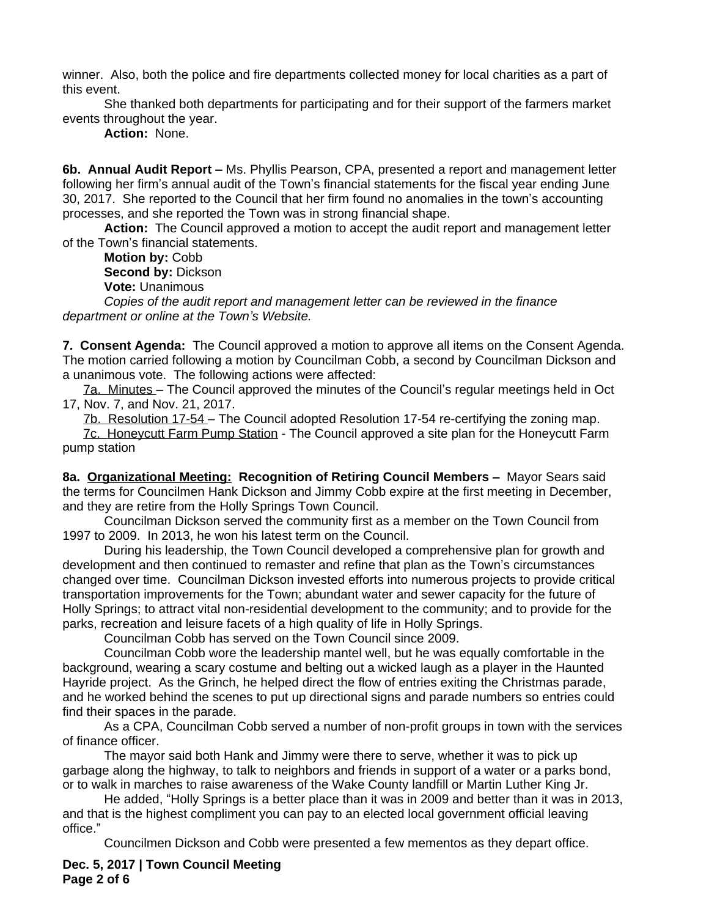winner. Also, both the police and fire departments collected money for local charities as a part of this event.

She thanked both departments for participating and for their support of the farmers market events throughout the year.

**Action:** None.

**6b. Annual Audit Report –** Ms. Phyllis Pearson, CPA, presented a report and management letter following her firm's annual audit of the Town's financial statements for the fiscal year ending June 30, 2017. She reported to the Council that her firm found no anomalies in the town's accounting processes, and she reported the Town was in strong financial shape.

**Action:** The Council approved a motion to accept the audit report and management letter of the Town's financial statements.

**Motion by:** Cobb
**Second by:** Dickson
**Vote:** Unanimous

*Copies of the audit report and management letter can be reviewed in the finance department or online at the Town's Website.*

**7. Consent Agenda:** The Council approved a motion to approve all items on the Consent Agenda. The motion carried following a motion by Councilman Cobb, a second by Councilman Dickson and a unanimous vote. The following actions were affected:

7a. Minutes – The Council approved the minutes of the Council's regular meetings held in Oct 17, Nov. 7, and Nov. 21, 2017.

7b. Resolution 17-54 – The Council adopted Resolution 17-54 re-certifying the zoning map.

7c. Honeycutt Farm Pump Station - The Council approved a site plan for the Honeycutt Farm pump station

**8a. Organizational Meeting: Recognition of Retiring Council Members –** Mayor Sears said the terms for Councilmen Hank Dickson and Jimmy Cobb expire at the first meeting in December, and they are retire from the Holly Springs Town Council.

Councilman Dickson served the community first as a member on the Town Council from 1997 to 2009. In 2013, he won his latest term on the Council.

During his leadership, the Town Council developed a comprehensive plan for growth and development and then continued to remaster and refine that plan as the Town's circumstances changed over time. Councilman Dickson invested efforts into numerous projects to provide critical transportation improvements for the Town; abundant water and sewer capacity for the future of Holly Springs; to attract vital non-residential development to the community; and to provide for the parks, recreation and leisure facets of a high quality of life in Holly Springs.

Councilman Cobb has served on the Town Council since 2009.

Councilman Cobb wore the leadership mantel well, but he was equally comfortable in the background, wearing a scary costume and belting out a wicked laugh as a player in the Haunted Hayride project. As the Grinch, he helped direct the flow of entries exiting the Christmas parade, and he worked behind the scenes to put up directional signs and parade numbers so entries could find their spaces in the parade.

As a CPA, Councilman Cobb served a number of non-profit groups in town with the services of finance officer.

The mayor said both Hank and Jimmy were there to serve, whether it was to pick up garbage along the highway, to talk to neighbors and friends in support of a water or a parks bond, or to walk in marches to raise awareness of the Wake County landfill or Martin Luther King Jr.

He added, "Holly Springs is a better place than it was in 2009 and better than it was in 2013, and that is the highest compliment you can pay to an elected local government official leaving office."

Councilmen Dickson and Cobb were presented a few mementos as they depart office.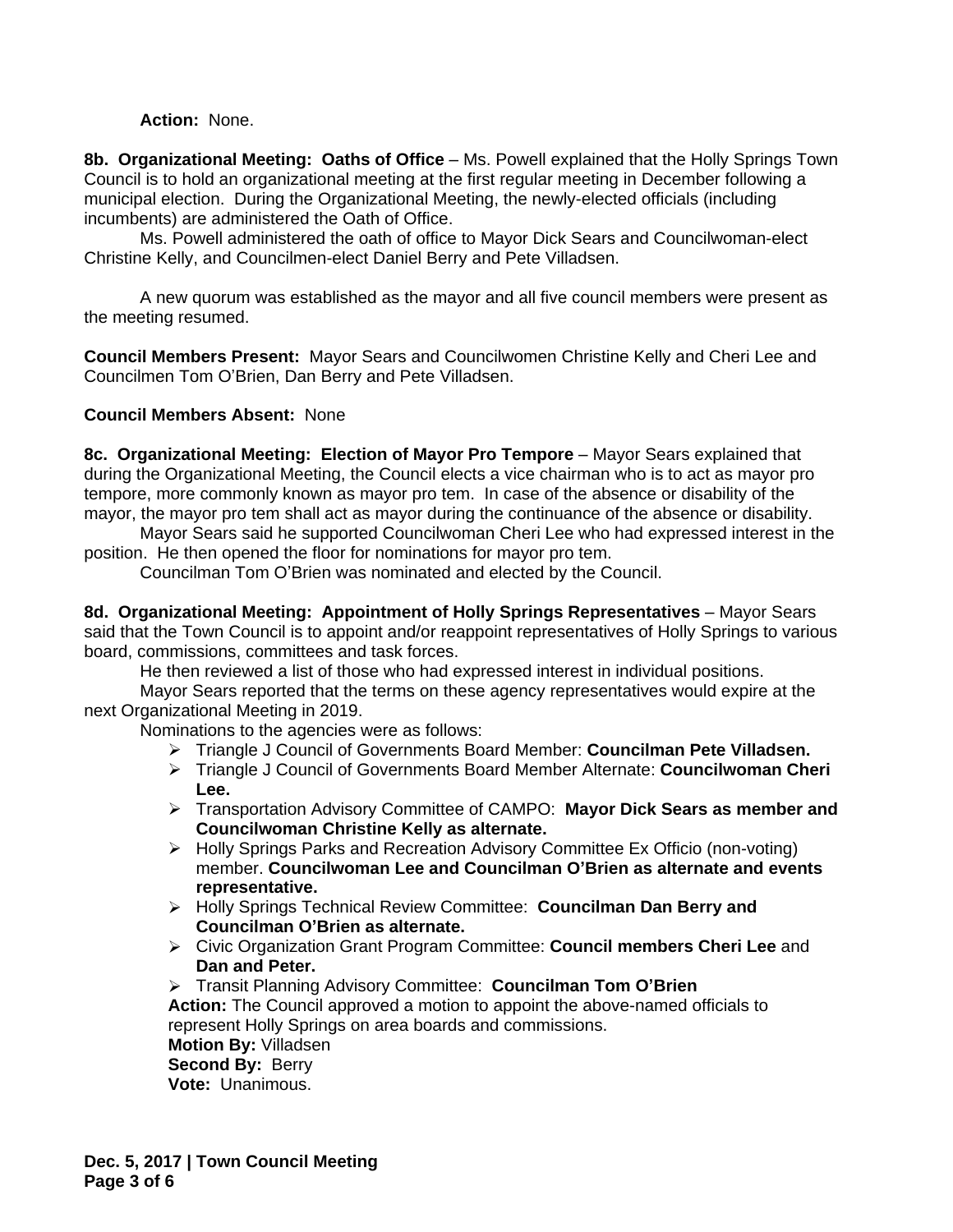**Action:** None.

**8b. Organizational Meeting: Oaths of Office** – Ms. Powell explained that the Holly Springs Town Council is to hold an organizational meeting at the first regular meeting in December following a municipal election. During the Organizational Meeting, the newly-elected officials (including incumbents) are administered the Oath of Office.

Ms. Powell administered the oath of office to Mayor Dick Sears and Councilwoman-elect Christine Kelly, and Councilmen-elect Daniel Berry and Pete Villadsen.

A new quorum was established as the mayor and all five council members were present as the meeting resumed.

**Council Members Present:** Mayor Sears and Councilwomen Christine Kelly and Cheri Lee and Councilmen Tom O'Brien, Dan Berry and Pete Villadsen.

**Council Members Absent:** None

**8c. Organizational Meeting: Election of Mayor Pro Tempore** – Mayor Sears explained that during the Organizational Meeting, the Council elects a vice chairman who is to act as mayor pro tempore, more commonly known as mayor pro tem. In case of the absence or disability of the mayor, the mayor pro tem shall act as mayor during the continuance of the absence or disability.

Mayor Sears said he supported Councilwoman Cheri Lee who had expressed interest in the position. He then opened the floor for nominations for mayor pro tem.

Councilman Tom O'Brien was nominated and elected by the Council.

**8d. Organizational Meeting: Appointment of Holly Springs Representatives** – Mayor Sears said that the Town Council is to appoint and/or reappoint representatives of Holly Springs to various board, commissions, committees and task forces.

He then reviewed a list of those who had expressed interest in individual positions.

Mayor Sears reported that the terms on these agency representatives would expire at the next Organizational Meeting in 2019.

Nominations to the agencies were as follows:

- Triangle J Council of Governments Board Member: **Councilman Pete Villadsen.**
- Triangle J Council of Governments Board Member Alternate: **Councilwoman Cheri Lee.**
- Transportation Advisory Committee of CAMPO: **Mayor Dick Sears as member and Councilwoman Christine Kelly as alternate.**
- Holly Springs Parks and Recreation Advisory Committee Ex Officio (non-voting) member. **Councilwoman Lee and Councilman O'Brien as alternate and events representative.**
- Holly Springs Technical Review Committee: **Councilman Dan Berry and Councilman O'Brien as alternate.**
- Civic Organization Grant Program Committee: **Council members Cheri Lee** and **Dan and Peter.**
- Transit Planning Advisory Committee: **Councilman Tom O'Brien**

**Action:** The Council approved a motion to appoint the above-named officials to represent Holly Springs on area boards and commissions.
**Motion By:** Villadsen
**Second By:** Berry
**Vote:** Unanimous.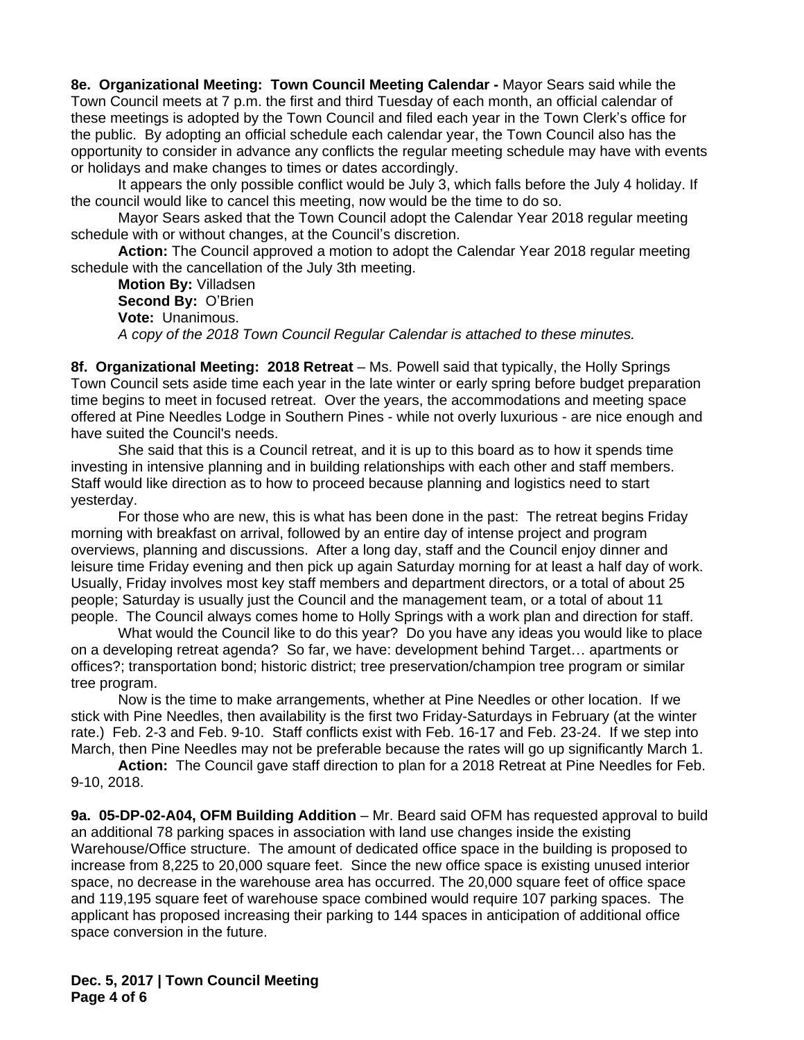**8e. Organizational Meeting: Town Council Meeting Calendar -** Mayor Sears said while the Town Council meets at 7 p.m. the first and third Tuesday of each month, an official calendar of these meetings is adopted by the Town Council and filed each year in the Town Clerk's office for the public. By adopting an official schedule each calendar year, the Town Council also has the opportunity to consider in advance any conflicts the regular meeting schedule may have with events or holidays and make changes to times or dates accordingly.

It appears the only possible conflict would be July 3, which falls before the July 4 holiday. If the council would like to cancel this meeting, now would be the time to do so.

Mayor Sears asked that the Town Council adopt the Calendar Year 2018 regular meeting schedule with or without changes, at the Council's discretion.

**Action:** The Council approved a motion to adopt the Calendar Year 2018 regular meeting schedule with the cancellation of the July 3th meeting.

**Motion By:** Villadsen
**Second By:** O'Brien
**Vote:** Unanimous.
*A copy of the 2018 Town Council Regular Calendar is attached to these minutes.*

**8f. Organizational Meeting: 2018 Retreat** – Ms. Powell said that typically, the Holly Springs Town Council sets aside time each year in the late winter or early spring before budget preparation time begins to meet in focused retreat. Over the years, the accommodations and meeting space offered at Pine Needles Lodge in Southern Pines - while not overly luxurious - are nice enough and have suited the Council's needs.

She said that this is a Council retreat, and it is up to this board as to how it spends time investing in intensive planning and in building relationships with each other and staff members. Staff would like direction as to how to proceed because planning and logistics need to start yesterday.

For those who are new, this is what has been done in the past: The retreat begins Friday morning with breakfast on arrival, followed by an entire day of intense project and program overviews, planning and discussions. After a long day, staff and the Council enjoy dinner and leisure time Friday evening and then pick up again Saturday morning for at least a half day of work. Usually, Friday involves most key staff members and department directors, or a total of about 25 people; Saturday is usually just the Council and the management team, or a total of about 11 people. The Council always comes home to Holly Springs with a work plan and direction for staff.

What would the Council like to do this year? Do you have any ideas you would like to place on a developing retreat agenda? So far, we have: development behind Target… apartments or offices?; transportation bond; historic district; tree preservation/champion tree program or similar tree program.

Now is the time to make arrangements, whether at Pine Needles or other location. If we stick with Pine Needles, then availability is the first two Friday-Saturdays in February (at the winter rate.) Feb. 2-3 and Feb. 9-10. Staff conflicts exist with Feb. 16-17 and Feb. 23-24. If we step into March, then Pine Needles may not be preferable because the rates will go up significantly March 1.

**Action:** The Council gave staff direction to plan for a 2018 Retreat at Pine Needles for Feb. 9-10, 2018.

**9a. 05-DP-02-A04, OFM Building Addition** – Mr. Beard said OFM has requested approval to build an additional 78 parking spaces in association with land use changes inside the existing Warehouse/Office structure. The amount of dedicated office space in the building is proposed to increase from 8,225 to 20,000 square feet. Since the new office space is existing unused interior space, no decrease in the warehouse area has occurred. The 20,000 square feet of office space and 119,195 square feet of warehouse space combined would require 107 parking spaces. The applicant has proposed increasing their parking to 144 spaces in anticipation of additional office space conversion in the future.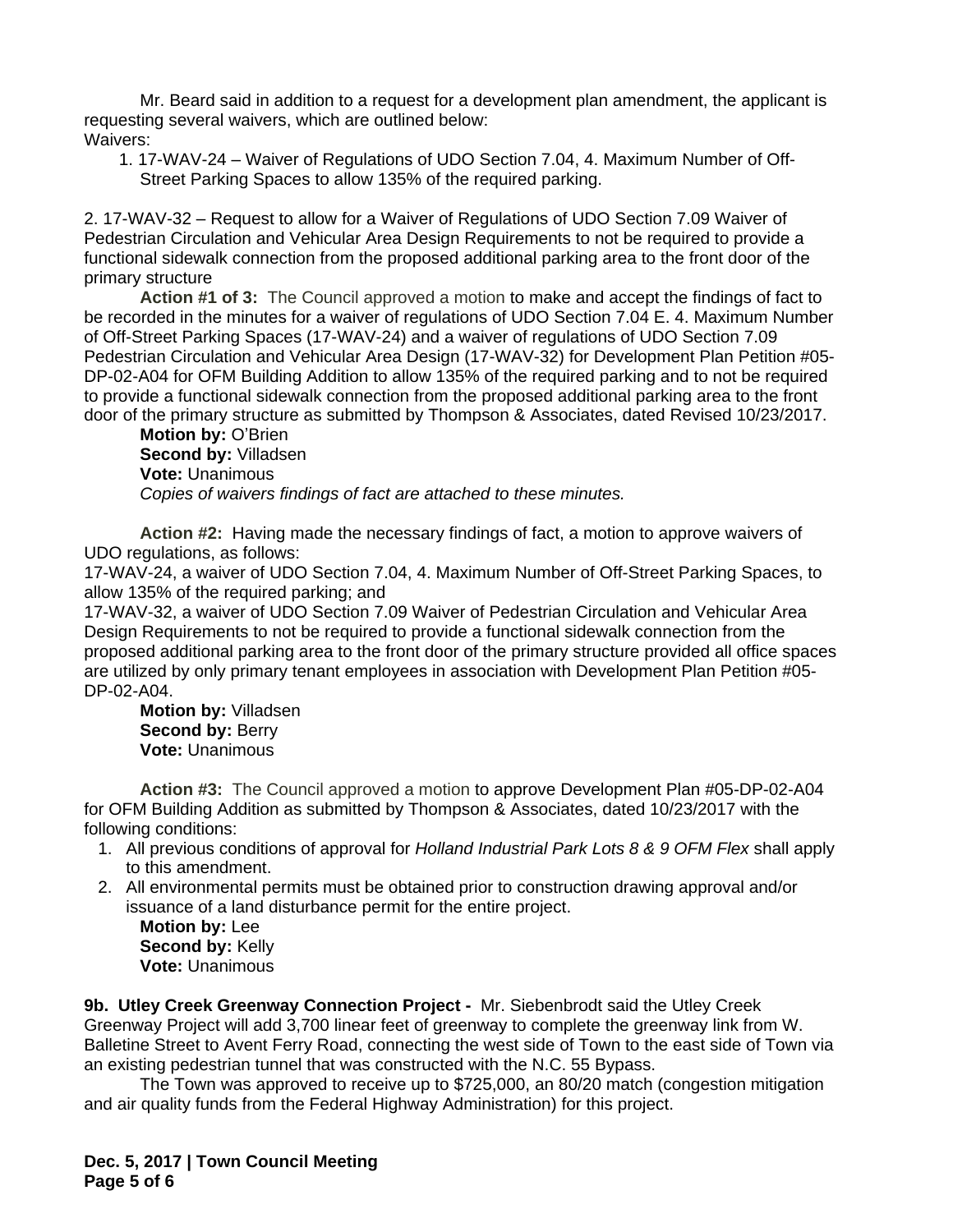Mr. Beard said in addition to a request for a development plan amendment, the applicant is requesting several waivers, which are outlined below:
Waivers:

1. 17-WAV-24 – Waiver of Regulations of UDO Section 7.04, 4. Maximum Number of Off-Street Parking Spaces to allow 135% of the required parking.

2. 17-WAV-32 – Request to allow for a Waiver of Regulations of UDO Section 7.09 Waiver of Pedestrian Circulation and Vehicular Area Design Requirements to not be required to provide a functional sidewalk connection from the proposed additional parking area to the front door of the primary structure

**Action #1 of 3:** The Council approved a motion to make and accept the findings of fact to be recorded in the minutes for a waiver of regulations of UDO Section 7.04 E. 4. Maximum Number of Off-Street Parking Spaces (17-WAV-24) and a waiver of regulations of UDO Section 7.09 Pedestrian Circulation and Vehicular Area Design (17-WAV-32) for Development Plan Petition #05-DP-02-A04 for OFM Building Addition to allow 135% of the required parking and to not be required to provide a functional sidewalk connection from the proposed additional parking area to the front door of the primary structure as submitted by Thompson & Associates, dated Revised 10/23/2017.
**Motion by:** O'Brien
**Second by:** Villadsen
**Vote:** Unanimous
*Copies of waivers findings of fact are attached to these minutes.*

**Action #2:** Having made the necessary findings of fact, a motion to approve waivers of UDO regulations, as follows:
17-WAV-24, a waiver of UDO Section 7.04, 4. Maximum Number of Off-Street Parking Spaces, to allow 135% of the required parking; and
17-WAV-32, a waiver of UDO Section 7.09 Waiver of Pedestrian Circulation and Vehicular Area Design Requirements to not be required to provide a functional sidewalk connection from the proposed additional parking area to the front door of the primary structure provided all office spaces are utilized by only primary tenant employees in association with Development Plan Petition #05-DP-02-A04.
**Motion by:** Villadsen
**Second by:** Berry
**Vote:** Unanimous

**Action #3:** The Council approved a motion to approve Development Plan #05-DP-02-A04 for OFM Building Addition as submitted by Thompson & Associates, dated 10/23/2017 with the following conditions:

1. All previous conditions of approval for *Holland Industrial Park Lots 8 & 9 OFM Flex* shall apply to this amendment.
2. All environmental permits must be obtained prior to construction drawing approval and/or issuance of a land disturbance permit for the entire project.

**Motion by:** Lee
**Second by:** Kelly
**Vote:** Unanimous

**9b. Utley Creek Greenway Connection Project -** Mr. Siebenbrodt said the Utley Creek Greenway Project will add 3,700 linear feet of greenway to complete the greenway link from W. Balletine Street to Avent Ferry Road, connecting the west side of Town to the east side of Town via an existing pedestrian tunnel that was constructed with the N.C. 55 Bypass.

The Town was approved to receive up to $725,000, an 80/20 match (congestion mitigation and air quality funds from the Federal Highway Administration) for this project.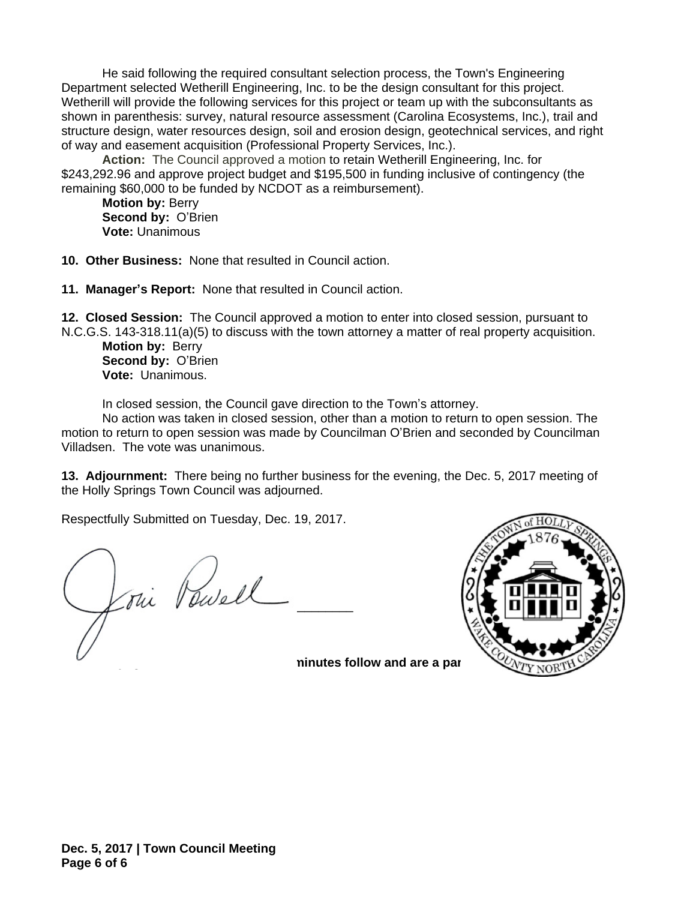He said following the required consultant selection process, the Town's Engineering Department selected Wetherill Engineering, Inc. to be the design consultant for this project. Wetherill will provide the following services for this project or team up with the subconsultants as shown in parenthesis: survey, natural resource assessment (Carolina Ecosystems, Inc.), trail and structure design, water resources design, soil and erosion design, geotechnical services, and right of way and easement acquisition (Professional Property Services, Inc.).

**Action:** The Council approved a motion to retain Wetherill Engineering, Inc. for $243,292.96 and approve project budget and $195,500 in funding inclusive of contingency (the remaining $60,000 to be funded by NCDOT as a reimbursement).

**Motion by:** Berry
**Second by:** O'Brien
**Vote:** Unanimous

**10. Other Business:** None that resulted in Council action.

**11. Manager's Report:** None that resulted in Council action.

**12. Closed Session:** The Council approved a motion to enter into closed session, pursuant to N.C.G.S. 143-318.11(a)(5) to discuss with the town attorney a matter of real property acquisition.

**Motion by:** Berry
**Second by:** O'Brien
**Vote:** Unanimous.

In closed session, the Council gave direction to the Town's attorney.

No action was taken in closed session, other than a motion to return to open session. The motion to return to open session was made by Councilman O'Brien and seconded by Councilman Villadsen. The vote was unanimous.

**13. Adjournment:** There being no further business for the evening, the Dec. 5, 2017 meeting of the Holly Springs Town Council was adjourned.

Respectfully Submitted on Tuesday, Dec. 19, 2017.

Joni Powell

**minutes follow and are a par**

THE TOWN of HOLLY SPRINGS 1876 WAKE COUNTY NORTH CAROLINA